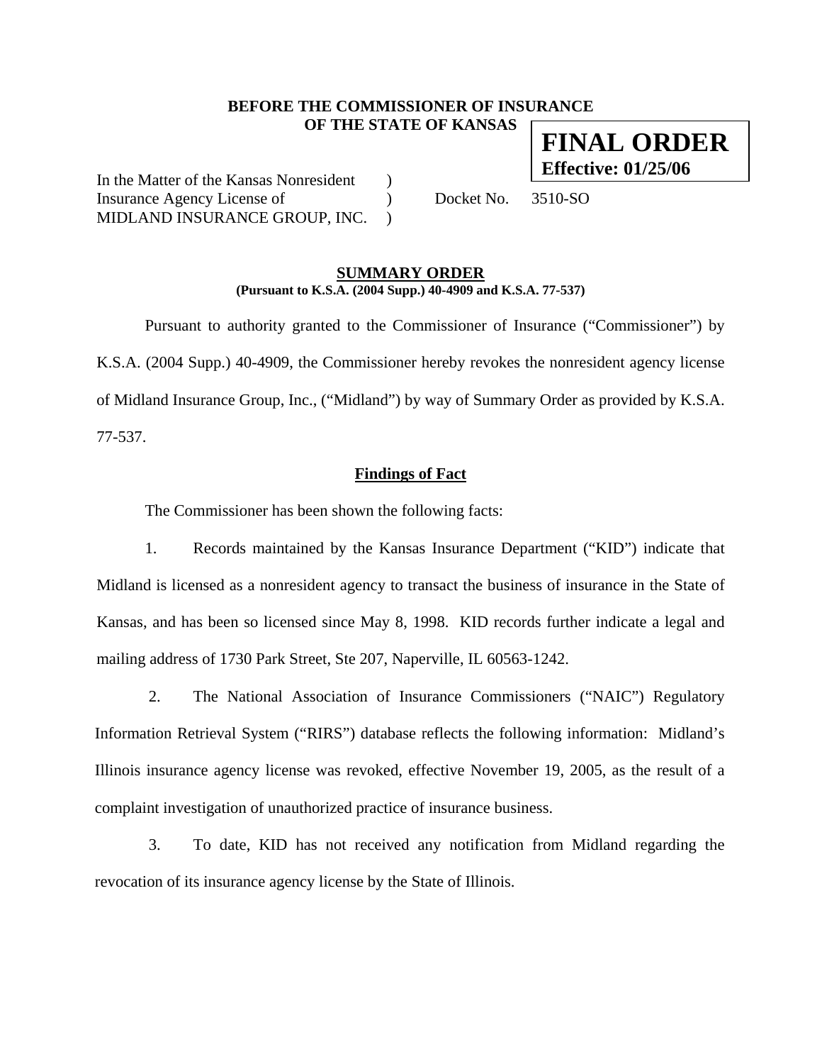**BEFORE THE COMMISSIONER OF INSURANCE**
**OF THE STATE OF KANSAS**

**FINAL ORDER**
**Effective: 01/25/06**

In the Matter of the Kansas Nonresident )
Insurance Agency License of ) Docket No. 3510-SO
MIDLAND INSURANCE GROUP, INC. )

## SUMMARY ORDER

**(Pursuant to K.S.A. (2004 Supp.) 40-4909 and K.S.A. 77-537)**

Pursuant to authority granted to the Commissioner of Insurance ("Commissioner") by K.S.A. (2004 Supp.) 40-4909, the Commissioner hereby revokes the nonresident agency license of Midland Insurance Group, Inc., ("Midland") by way of Summary Order as provided by K.S.A. 77-537.

### Findings of Fact

The Commissioner has been shown the following facts:

1. Records maintained by the Kansas Insurance Department ("KID") indicate that Midland is licensed as a nonresident agency to transact the business of insurance in the State of Kansas, and has been so licensed since May 8, 1998. KID records further indicate a legal and mailing address of 1730 Park Street, Ste 207, Naperville, IL 60563-1242.

2. The National Association of Insurance Commissioners ("NAIC") Regulatory Information Retrieval System ("RIRS") database reflects the following information: Midland's Illinois insurance agency license was revoked, effective November 19, 2005, as the result of a complaint investigation of unauthorized practice of insurance business.

3. To date, KID has not received any notification from Midland regarding the revocation of its insurance agency license by the State of Illinois.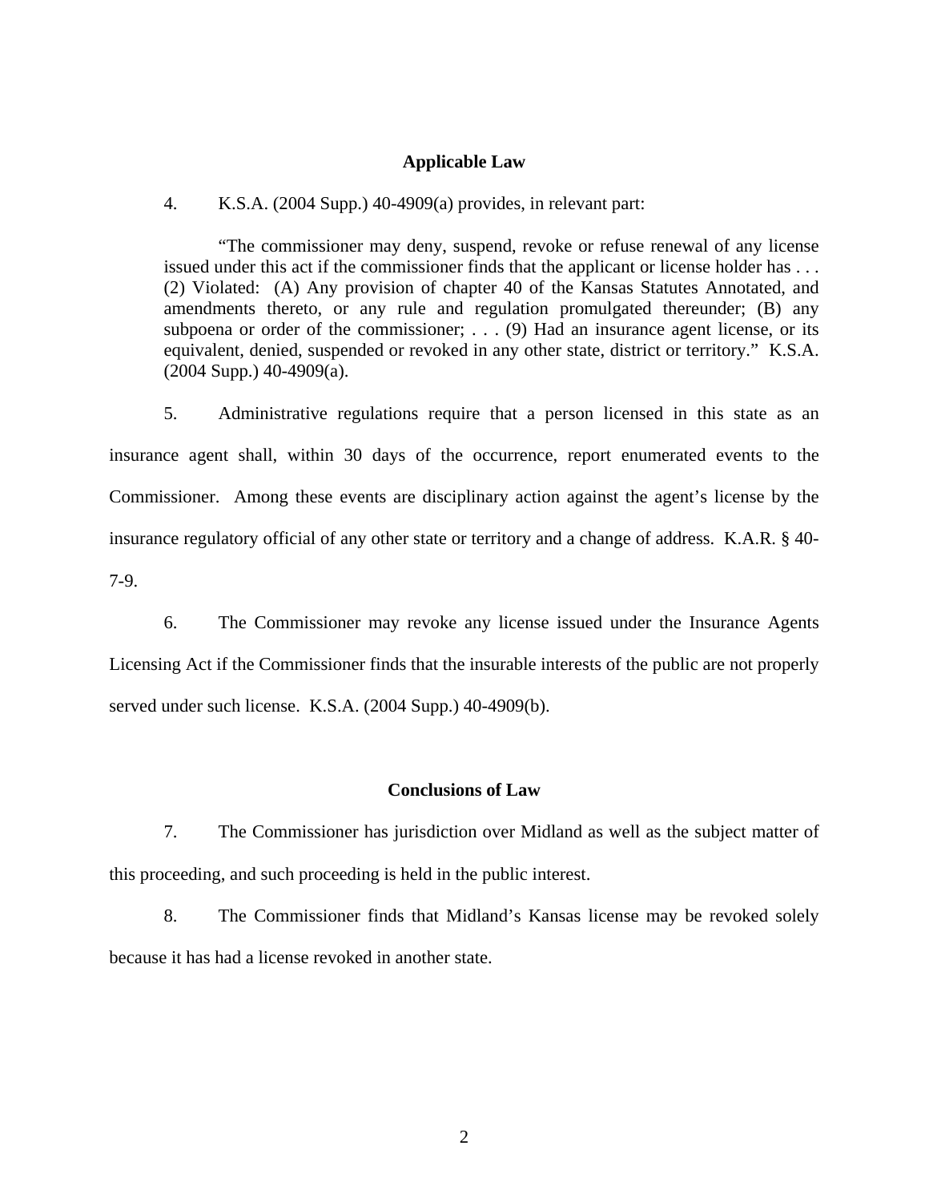## Applicable Law

4. K.S.A. (2004 Supp.) 40-4909(a) provides, in relevant part:

> "The commissioner may deny, suspend, revoke or refuse renewal of any license issued under this act if the commissioner finds that the applicant or license holder has . . . (2) Violated: (A) Any provision of chapter 40 of the Kansas Statutes Annotated, and amendments thereto, or any rule and regulation promulgated thereunder; (B) any subpoena or order of the commissioner; . . . (9) Had an insurance agent license, or its equivalent, denied, suspended or revoked in any other state, district or territory." K.S.A. (2004 Supp.) 40-4909(a).

5. Administrative regulations require that a person licensed in this state as an insurance agent shall, within 30 days of the occurrence, report enumerated events to the Commissioner. Among these events are disciplinary action against the agent's license by the insurance regulatory official of any other state or territory and a change of address. K.A.R. § 40-7-9.

6. The Commissioner may revoke any license issued under the Insurance Agents Licensing Act if the Commissioner finds that the insurable interests of the public are not properly served under such license. K.S.A. (2004 Supp.) 40-4909(b).

## Conclusions of Law

7. The Commissioner has jurisdiction over Midland as well as the subject matter of this proceeding, and such proceeding is held in the public interest.

8. The Commissioner finds that Midland's Kansas license may be revoked solely because it has had a license revoked in another state.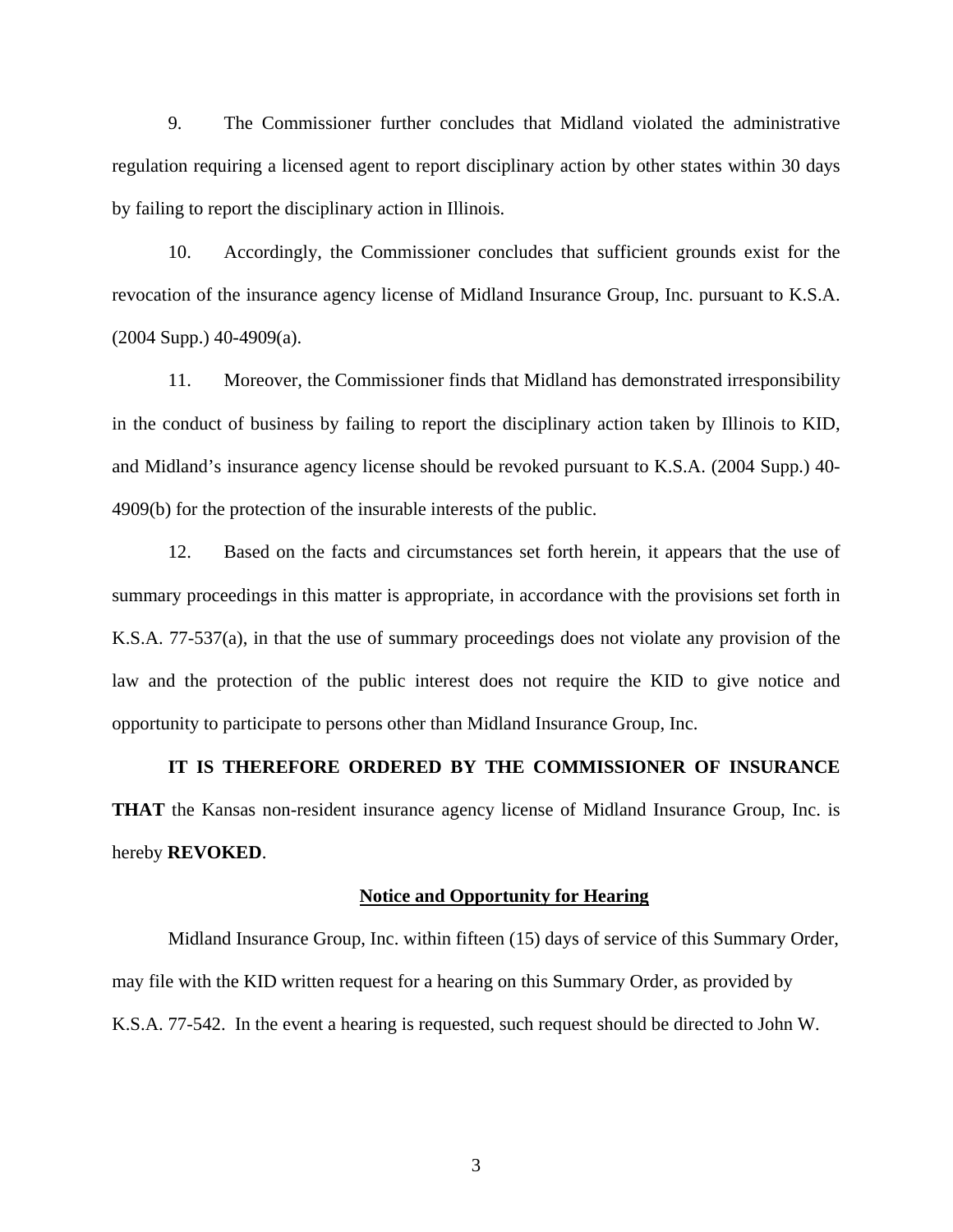9. The Commissioner further concludes that Midland violated the administrative regulation requiring a licensed agent to report disciplinary action by other states within 30 days by failing to report the disciplinary action in Illinois.

10. Accordingly, the Commissioner concludes that sufficient grounds exist for the revocation of the insurance agency license of Midland Insurance Group, Inc. pursuant to K.S.A. (2004 Supp.) 40-4909(a).

11. Moreover, the Commissioner finds that Midland has demonstrated irresponsibility in the conduct of business by failing to report the disciplinary action taken by Illinois to KID, and Midland's insurance agency license should be revoked pursuant to K.S.A. (2004 Supp.) 40-4909(b) for the protection of the insurable interests of the public.

12. Based on the facts and circumstances set forth herein, it appears that the use of summary proceedings in this matter is appropriate, in accordance with the provisions set forth in K.S.A. 77-537(a), in that the use of summary proceedings does not violate any provision of the law and the protection of the public interest does not require the KID to give notice and opportunity to participate to persons other than Midland Insurance Group, Inc.

**IT IS THEREFORE ORDERED BY THE COMMISSIONER OF INSURANCE THAT** the Kansas non-resident insurance agency license of Midland Insurance Group, Inc. is hereby **REVOKED**.

**<u>Notice and Opportunity for Hearing</u>**

Midland Insurance Group, Inc. within fifteen (15) days of service of this Summary Order, may file with the KID written request for a hearing on this Summary Order, as provided by K.S.A. 77-542. In the event a hearing is requested, such request should be directed to John W.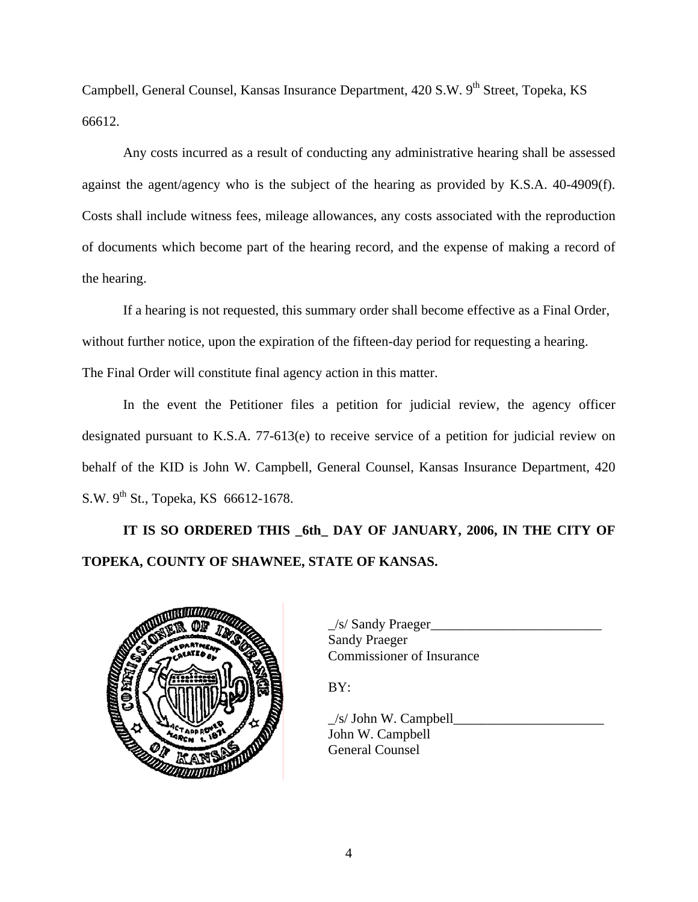Campbell, General Counsel, Kansas Insurance Department, 420 S.W. 9th Street, Topeka, KS 66612.

Any costs incurred as a result of conducting any administrative hearing shall be assessed against the agent/agency who is the subject of the hearing as provided by K.S.A. 40-4909(f). Costs shall include witness fees, mileage allowances, any costs associated with the reproduction of documents which become part of the hearing record, and the expense of making a record of the hearing.

If a hearing is not requested, this summary order shall become effective as a Final Order, without further notice, upon the expiration of the fifteen-day period for requesting a hearing. The Final Order will constitute final agency action in this matter.

In the event the Petitioner files a petition for judicial review, the agency officer designated pursuant to K.S.A. 77-613(e) to receive service of a petition for judicial review on behalf of the KID is John W. Campbell, General Counsel, Kansas Insurance Department, 420 S.W. 9th St., Topeka, KS 66612-1678.

**IT IS SO ORDERED THIS _6th_ DAY OF JANUARY, 2006, IN THE CITY OF TOPEKA, COUNTY OF SHAWNEE, STATE OF KANSAS.**

_/s/ Sandy Praeger_________________________
Sandy Praeger
Commissioner of Insurance

BY:

_/s/ John W. Campbell______________________
John W. Campbell
General Counsel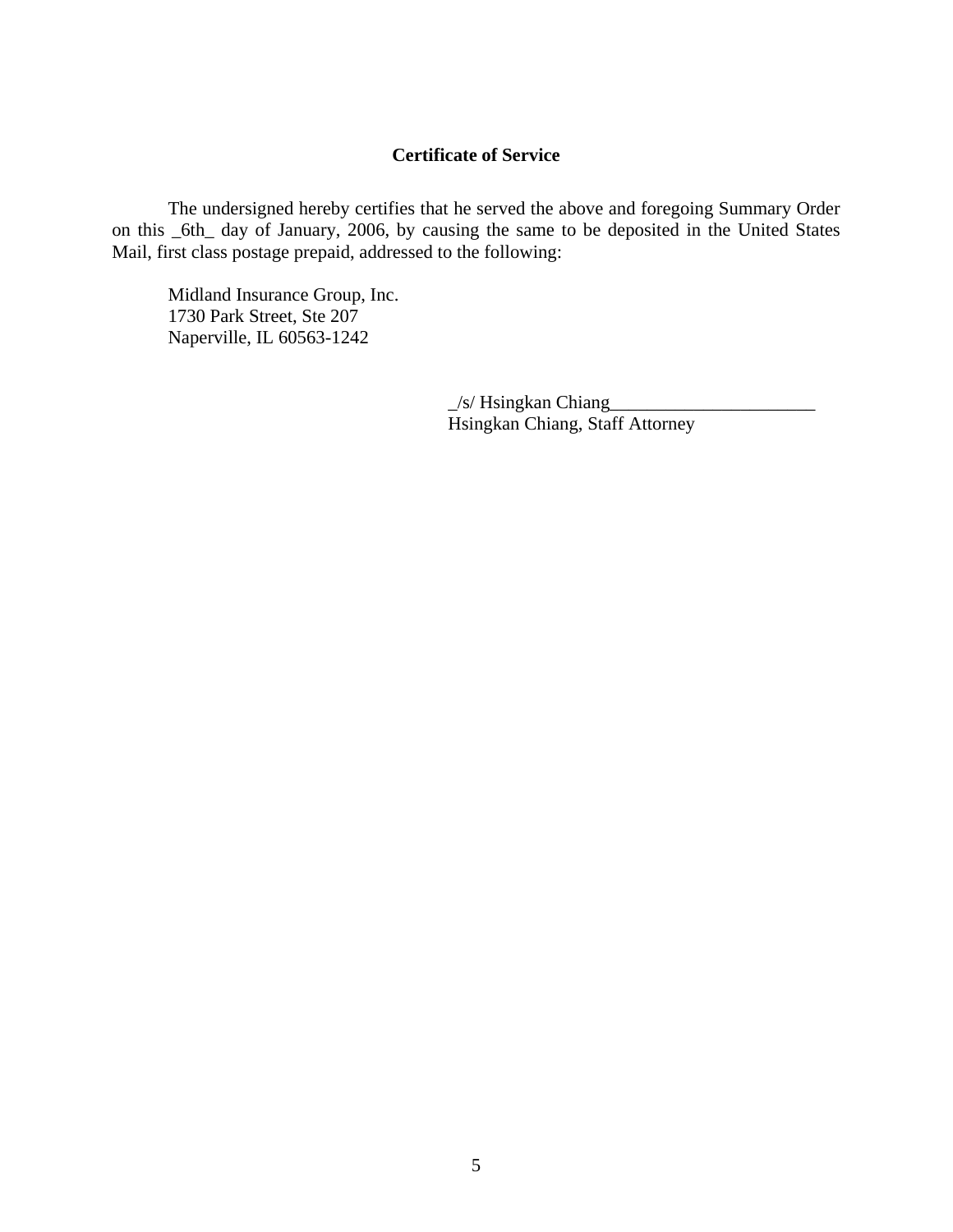**Certificate of Service**

The undersigned hereby certifies that he served the above and foregoing Summary Order on this _6th_ day of January, 2006, by causing the same to be deposited in the United States Mail, first class postage prepaid, addressed to the following:

Midland Insurance Group, Inc.
1730 Park Street, Ste 207
Naperville, IL 60563-1242

_/s/ Hsingkan Chiang______________________
Hsingkan Chiang, Staff Attorney